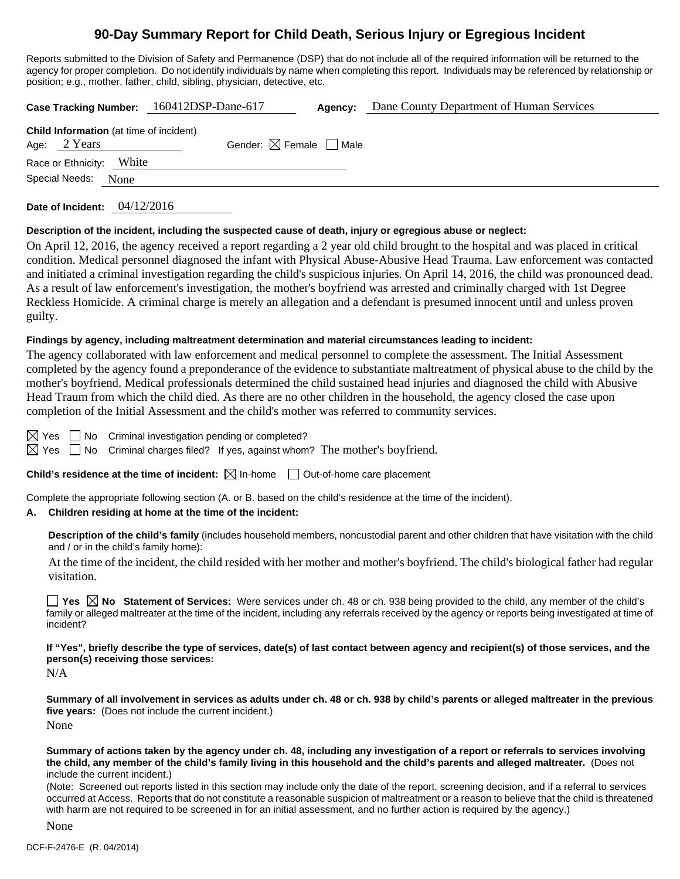# 90-Day Summary Report for Child Death, Serious Injury or Egregious Incident

Reports submitted to the Division of Safety and Permanence (DSP) that do not include all of the required information will be returned to the agency for proper completion. Do not identify individuals by name when completing this report. Individuals may be referenced by relationship or position; e.g., mother, father, child, sibling, physician, detective, etc.

**Case Tracking Number:** 160412DSP-Dane-617 **Agency:** Dane County Department of Human Services

**Child Information** (at time of incident)

Age: 2 Years Gender: ☒ Female ☐ Male

Race or Ethnicity: White

Special Needs: None

**Date of Incident:** 04/12/2016

**Description of the incident, including the suspected cause of death, injury or egregious abuse or neglect:**

On April 12, 2016, the agency received a report regarding a 2 year old child brought to the hospital and was placed in critical condition. Medical personnel diagnosed the infant with Physical Abuse-Abusive Head Trauma. Law enforcement was contacted and initiated a criminal investigation regarding the child's suspicious injuries. On April 14, 2016, the child was pronounced dead. As a result of law enforcement's investigation, the mother's boyfriend was arrested and criminally charged with 1st Degree Reckless Homicide. A criminal charge is merely an allegation and a defendant is presumed innocent until and unless proven guilty.

**Findings by agency, including maltreatment determination and material circumstances leading to incident:**

The agency collaborated with law enforcement and medical personnel to complete the assessment. The Initial Assessment completed by the agency found a preponderance of the evidence to substantiate maltreatment of physical abuse to the child by the mother's boyfriend. Medical professionals determined the child sustained head injuries and diagnosed the child with Abusive Head Traum from which the child died. As there are no other children in the household, the agency closed the case upon completion of the Initial Assessment and the child's mother was referred to community services.

☒ Yes ☐ No Criminal investigation pending or completed?

☒ Yes ☐ No Criminal charges filed? If yes, against whom? The mother's boyfriend.

**Child's residence at the time of incident:** ☒ In-home ☐ Out-of-home care placement

Complete the appropriate following section (A. or B. based on the child's residence at the time of the incident).

**A. Children residing at home at the time of the incident:**

**Description of the child's family** (includes household members, noncustodial parent and other children that have visitation with the child and / or in the child's family home):

At the time of the incident, the child resided with her mother and mother's boyfriend. The child's biological father had regular visitation.

☐ **Yes** ☒ **No Statement of Services:** Were services under ch. 48 or ch. 938 being provided to the child, any member of the child's family or alleged maltreater at the time of the incident, including any referrals received by the agency or reports being investigated at time of incident?

**If "Yes", briefly describe the type of services, date(s) of last contact between agency and recipient(s) of those services, and the person(s) receiving those services:**

N/A

**Summary of all involvement in services as adults under ch. 48 or ch. 938 by child's parents or alleged maltreater in the previous five years:** (Does not include the current incident.)

None

**Summary of actions taken by the agency under ch. 48, including any investigation of a report or referrals to services involving the child, any member of the child's family living in this household and the child's parents and alleged maltreater.** (Does not include the current incident.)

(Note: Screened out reports listed in this section may include only the date of the report, screening decision, and if a referral to services occurred at Access. Reports that do not constitute a reasonable suspicion of maltreatment or a reason to believe that the child is threatened with harm are not required to be screened in for an initial assessment, and no further action is required by the agency.)

None

DCF-F-2476-E (R. 04/2014)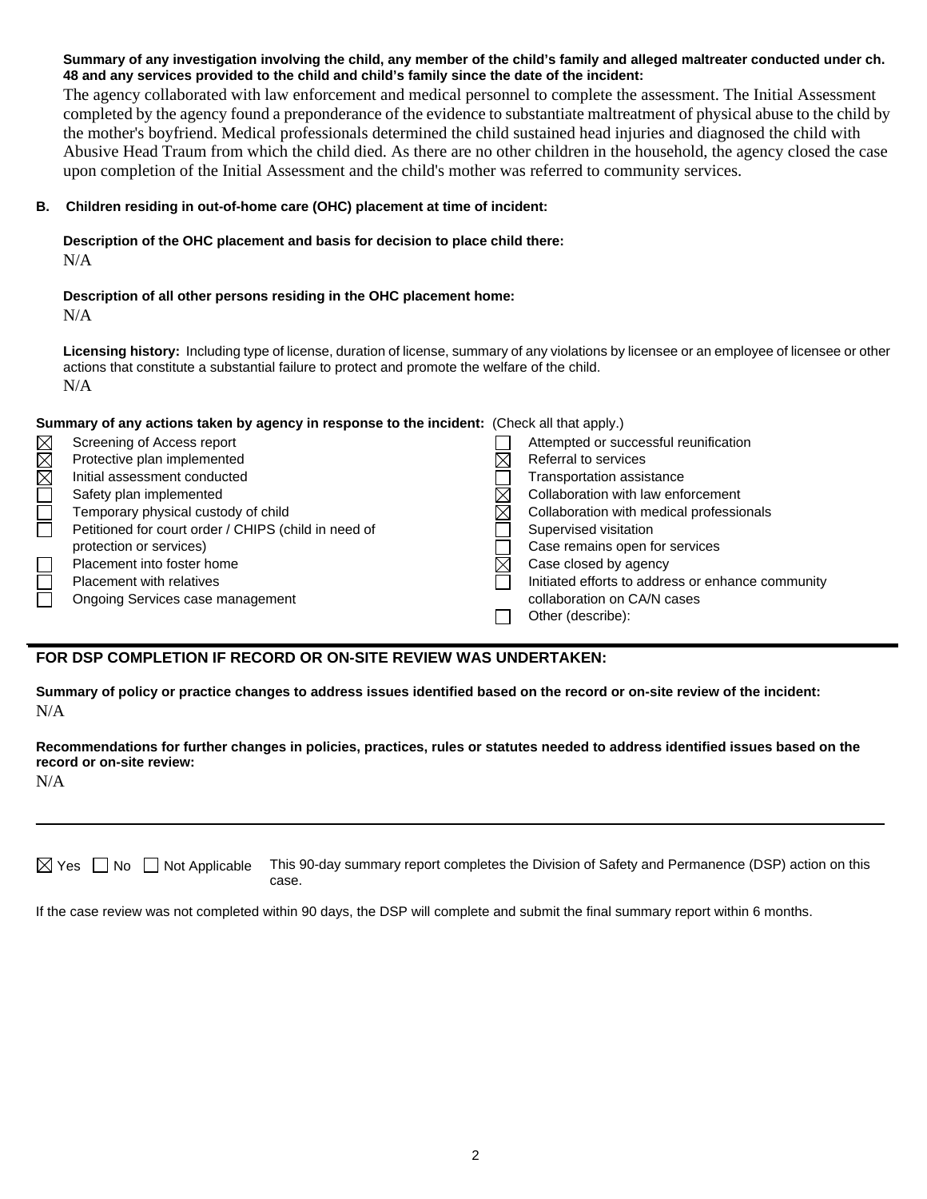**Summary of any investigation involving the child, any member of the child's family and alleged maltreater conducted under ch. 48 and any services provided to the child and child's family since the date of the incident:**

The agency collaborated with law enforcement and medical personnel to complete the assessment. The Initial Assessment completed by the agency found a preponderance of the evidence to substantiate maltreatment of physical abuse to the child by the mother's boyfriend. Medical professionals determined the child sustained head injuries and diagnosed the child with Abusive Head Traum from which the child died. As there are no other children in the household, the agency closed the case upon completion of the Initial Assessment and the child's mother was referred to community services.

**B. Children residing in out-of-home care (OHC) placement at time of incident:**

**Description of the OHC placement and basis for decision to place child there:**
N/A

**Description of all other persons residing in the OHC placement home:**
N/A

**Licensing history:** Including type of license, duration of license, summary of any violations by licensee or an employee of licensee or other actions that constitute a substantial failure to protect and promote the welfare of the child.
N/A

**Summary of any actions taken by agency in response to the incident:** (Check all that apply.)

- ☒ Screening of Access report
- ☒ Protective plan implemented
- ☒ Initial assessment conducted
- ☐ Safety plan implemented
- ☐ Temporary physical custody of child
- ☐ Petitioned for court order / CHIPS (child in need of protection or services)
- ☐ Placement into foster home
- ☐ Placement with relatives
- ☐ Ongoing Services case management
- ☐ Attempted or successful reunification
- ☒ Referral to services
- ☐ Transportation assistance
- ☒ Collaboration with law enforcement
- ☒ Collaboration with medical professionals
- ☐ Supervised visitation
- ☐ Case remains open for services
- ☒ Case closed by agency
- ☐ Initiated efforts to address or enhance community collaboration on CA/N cases
- ☐ Other (describe):

## FOR DSP COMPLETION IF RECORD OR ON-SITE REVIEW WAS UNDERTAKEN:

**Summary of policy or practice changes to address issues identified based on the record or on-site review of the incident:**
N/A

**Recommendations for further changes in policies, practices, rules or statutes needed to address identified issues based on the record or on-site review:**
N/A

☒ Yes ☐ No ☐ Not Applicable This 90-day summary report completes the Division of Safety and Permanence (DSP) action on this case.

If the case review was not completed within 90 days, the DSP will complete and submit the final summary report within 6 months.